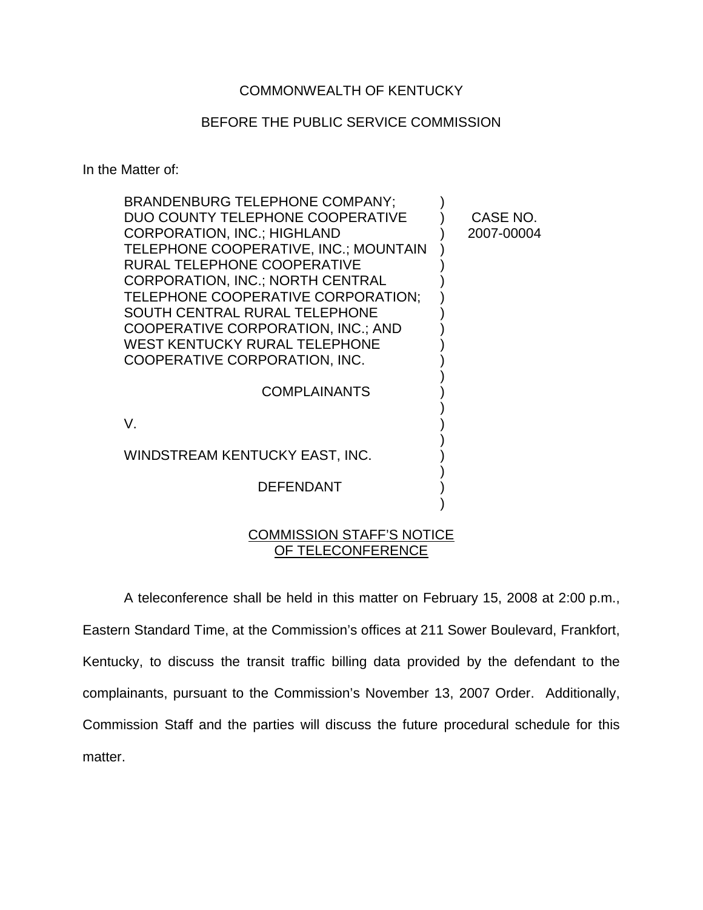COMMONWEALTH OF KENTUCKY

BEFORE THE PUBLIC SERVICE COMMISSION

In the Matter of:

| | | |
|---|---|---|
| BRANDENBURG TELEPHONE COMPANY; DUO COUNTY TELEPHONE COOPERATIVE CORPORATION, INC.; HIGHLAND TELEPHONE COOPERATIVE, INC.; MOUNTAIN RURAL TELEPHONE COOPERATIVE CORPORATION, INC.; NORTH CENTRAL TELEPHONE COOPERATIVE CORPORATION; SOUTH CENTRAL RURAL TELEPHONE COOPERATIVE CORPORATION, INC.; AND WEST KENTUCKY RURAL TELEPHONE COOPERATIVE CORPORATION, INC. | ) | CASE NO. 2007-00004 |
| COMPLAINANTS | ) | |
| V. | ) | |
| WINDSTREAM KENTUCKY EAST, INC. | ) | |
| DEFENDANT | ) | |

COMMISSION STAFF'S NOTICE OF TELECONFERENCE

A teleconference shall be held in this matter on February 15, 2008 at 2:00 p.m., Eastern Standard Time, at the Commission's offices at 211 Sower Boulevard, Frankfort, Kentucky, to discuss the transit traffic billing data provided by the defendant to the complainants, pursuant to the Commission's November 13, 2007 Order. Additionally, Commission Staff and the parties will discuss the future procedural schedule for this matter.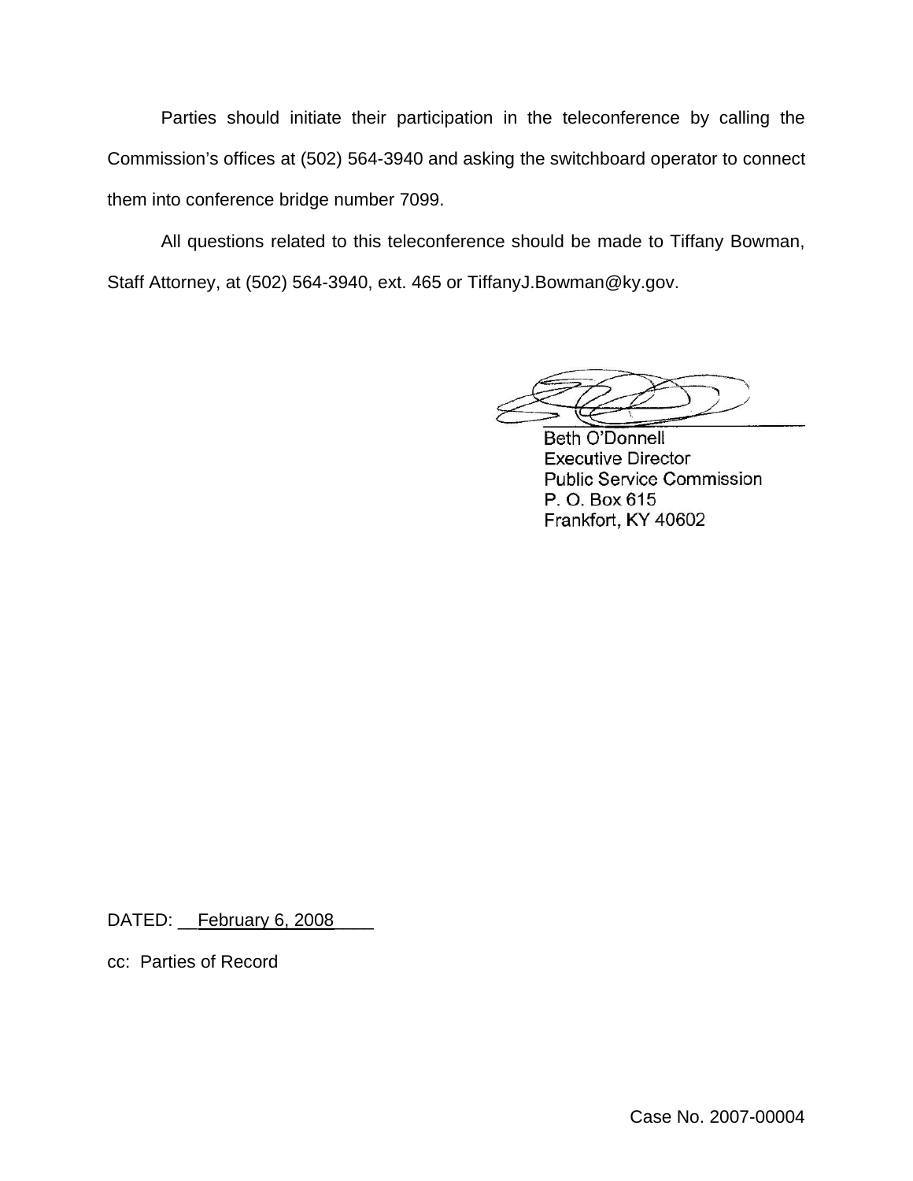Parties should initiate their participation in the teleconference by calling the Commission's offices at (502) 564-3940 and asking the switchboard operator to connect them into conference bridge number 7099.

All questions related to this teleconference should be made to Tiffany Bowman, Staff Attorney, at (502) 564-3940, ext. 465 or TiffanyJ.Bowman@ky.gov.

Beth O'Donnell
Executive Director
Public Service Commission
P. O. Box 615
Frankfort, KY 40602

DATED: February 6, 2008

cc: Parties of Record

Case No. 2007-00004